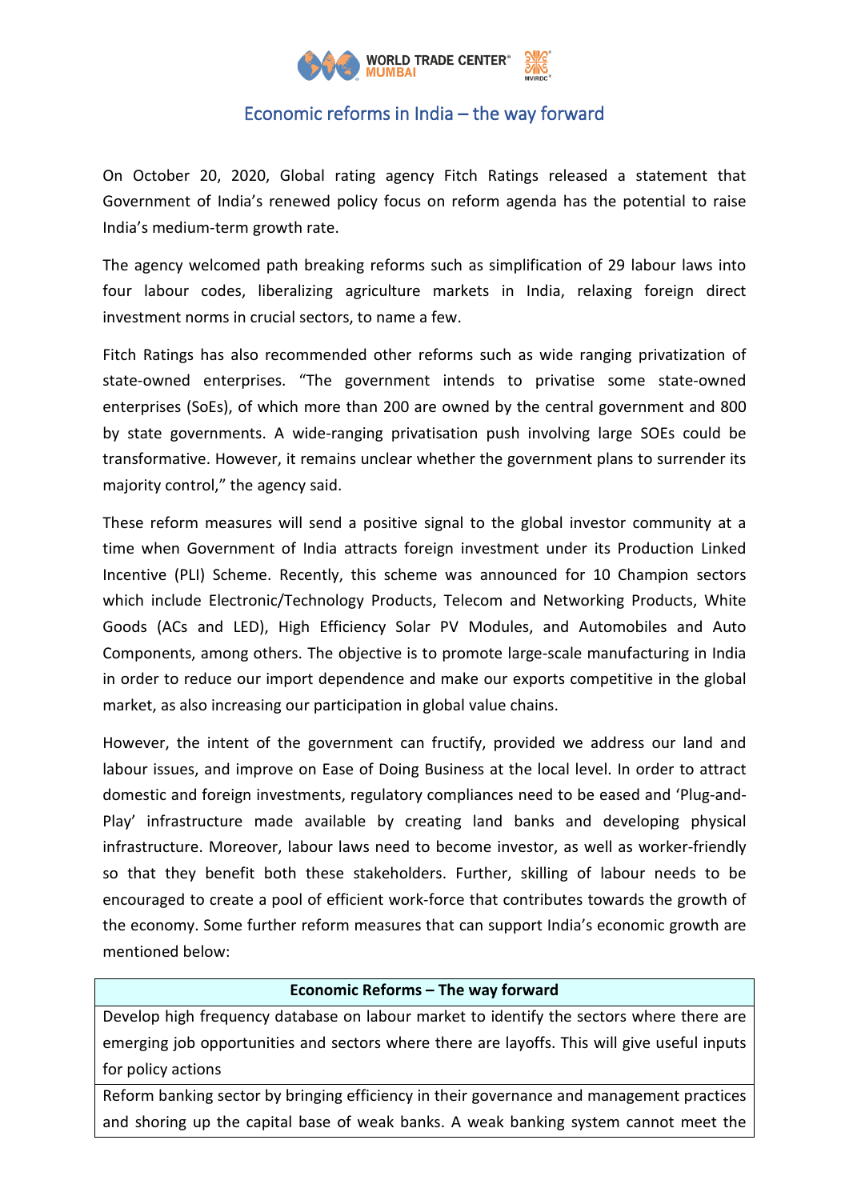# Economic reforms in India – the way forward

On October 20, 2020, Global rating agency Fitch Ratings released a statement that Government of India's renewed policy focus on reform agenda has the potential to raise India's medium-term growth rate.

The agency welcomed path breaking reforms such as simplification of 29 labour laws into four labour codes, liberalizing agriculture markets in India, relaxing foreign direct investment norms in crucial sectors, to name a few.

Fitch Ratings has also recommended other reforms such as wide ranging privatization of state-owned enterprises. "The government intends to privatise some state-owned enterprises (SoEs), of which more than 200 are owned by the central government and 800 by state governments. A wide-ranging privatisation push involving large SOEs could be transformative. However, it remains unclear whether the government plans to surrender its majority control," the agency said.

These reform measures will send a positive signal to the global investor community at a time when Government of India attracts foreign investment under its Production Linked Incentive (PLI) Scheme. Recently, this scheme was announced for 10 Champion sectors which include Electronic/Technology Products, Telecom and Networking Products, White Goods (ACs and LED), High Efficiency Solar PV Modules, and Automobiles and Auto Components, among others. The objective is to promote large-scale manufacturing in India in order to reduce our import dependence and make our exports competitive in the global market, as also increasing our participation in global value chains.

However, the intent of the government can fructify, provided we address our land and labour issues, and improve on Ease of Doing Business at the local level. In order to attract domestic and foreign investments, regulatory compliances need to be eased and 'Plug-and-Play' infrastructure made available by creating land banks and developing physical infrastructure. Moreover, labour laws need to become investor, as well as worker-friendly so that they benefit both these stakeholders. Further, skilling of labour needs to be encouraged to create a pool of efficient work-force that contributes towards the growth of the economy. Some further reform measures that can support India's economic growth are mentioned below:

| Economic Reforms – The way forward |
|---|
| Develop high frequency database on labour market to identify the sectors where there are emerging job opportunities and sectors where there are layoffs. This will give useful inputs for policy actions |
| Reform banking sector by bringing efficiency in their governance and management practices and shoring up the capital base of weak banks. A weak banking system cannot meet the |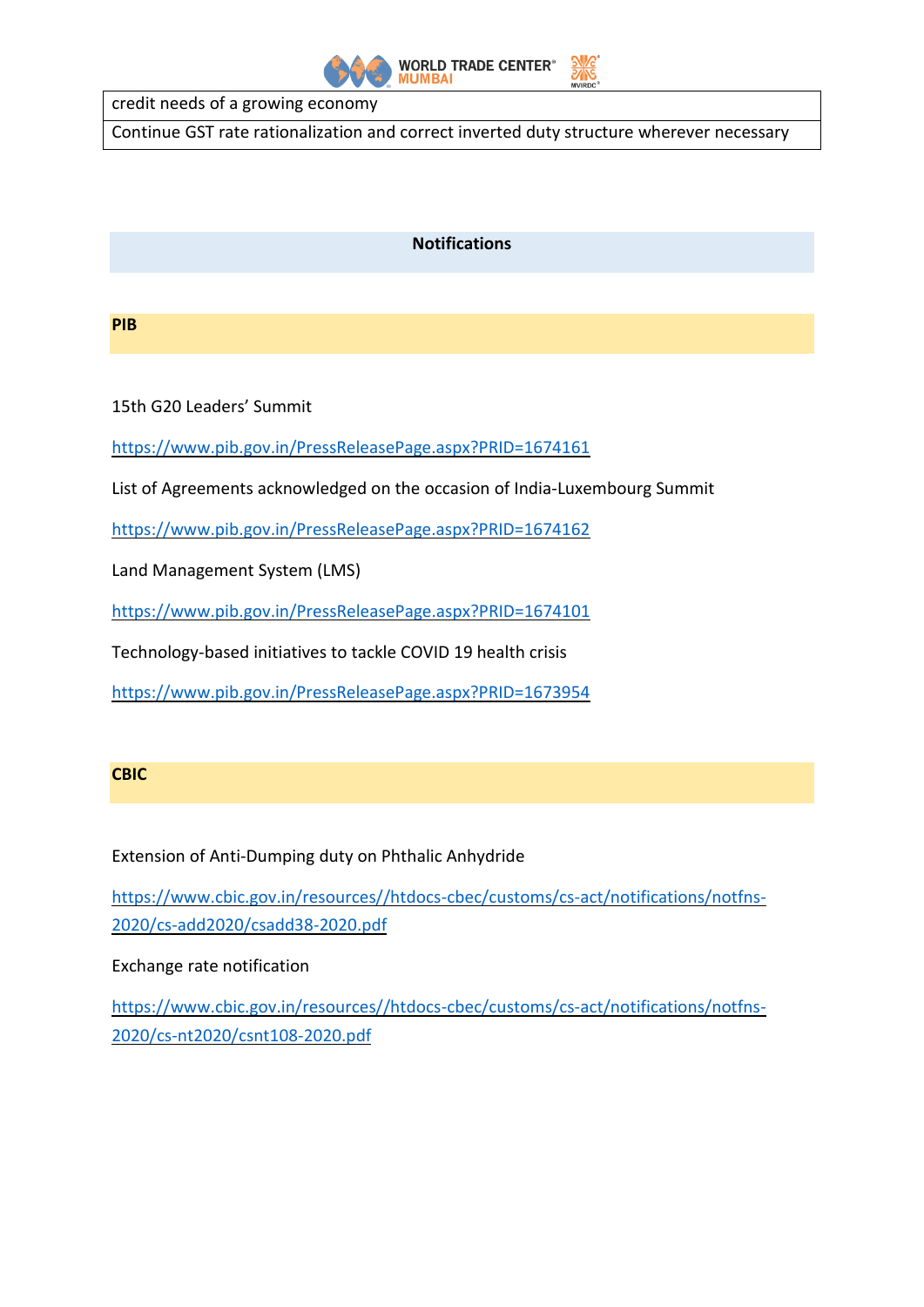| |
|---|
| credit needs of a growing economy |
| Continue GST rate rationalization and correct inverted duty structure wherever necessary |

## Notifications

### PIB

15th G20 Leaders' Summit

https://www.pib.gov.in/PressReleasePage.aspx?PRID=1674161

List of Agreements acknowledged on the occasion of India-Luxembourg Summit

https://www.pib.gov.in/PressReleasePage.aspx?PRID=1674162

Land Management System (LMS)

https://www.pib.gov.in/PressReleasePage.aspx?PRID=1674101

Technology-based initiatives to tackle COVID 19 health crisis

https://www.pib.gov.in/PressReleasePage.aspx?PRID=1673954

### CBIC

Extension of Anti-Dumping duty on Phthalic Anhydride

https://www.cbic.gov.in/resources//htdocs-cbec/customs/cs-act/notifications/notfns-2020/cs-add2020/csadd38-2020.pdf

Exchange rate notification

https://www.cbic.gov.in/resources//htdocs-cbec/customs/cs-act/notifications/notfns-2020/cs-nt2020/csnt108-2020.pdf